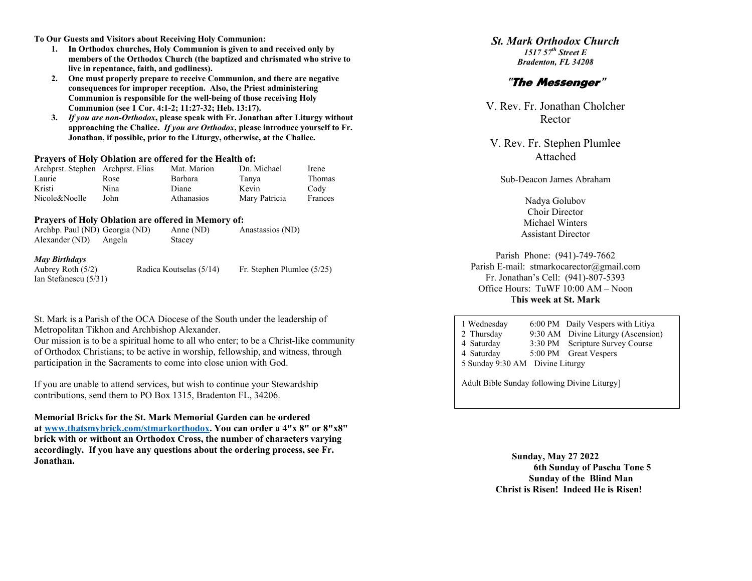**To Our Guests and Visitors about Receiving Holy Communion:**

1. **In Orthodox churches, Holy Communion is given to and received only by members of the Orthodox Church (the baptized and chrismated who strive to live in repentance, faith, and godliness).**
2. **One must properly prepare to receive Communion, and there are negative consequences for improper reception. Also, the Priest administering Communion is responsible for the well-being of those receiving Holy Communion (see 1 Cor. 4:1-2; 11:27-32; Heb. 13:17).**
3. ***If you are non-Orthodox*, please speak with Fr. Jonathan after Liturgy without approaching the Chalice. *If you are Orthodox*, please introduce yourself to Fr. Jonathan, if possible, prior to the Liturgy, otherwise, at the Chalice.**

### Prayers of Holy Oblation are offered for the Health of:

| | | | | |
|---|---|---|---|---|
| Archprst. Stephen | Archprst. Elias | Mat. Marion | Dn. Michael | Irene |
| Laurie | Rose | Barbara | Tanya | Thomas |
| Kristi | Nina | Diane | Kevin | Cody |
| Nicole&Noelle | John | Athanasios | Mary Patricia | Frances |

### Prayers of Holy Oblation are offered in Memory of:

| | | | |
|---|---|---|---|
| Archbp. Paul (ND) | Georgia (ND) | Anne (ND) | Anastassios (ND) |
| Alexander (ND) | Angela | Stacey | |

***May Birthdays***

Aubrey Roth (5/2) Radica Koutselas (5/14) Fr. Stephen Plumlee (5/25)
Ian Stefanescu (5/31)

St. Mark is a Parish of the OCA Diocese of the South under the leadership of Metropolitan Tikhon and Archbishop Alexander.
Our mission is to be a spiritual home to all who enter; to be a Christ-like community of Orthodox Christians; to be active in worship, fellowship, and witness, through participation in the Sacraments to come into close union with God.

If you are unable to attend services, but wish to continue your Stewardship contributions, send them to PO Box 1315, Bradenton FL, 34206.

**Memorial Bricks for the St. Mark Memorial Garden can be ordered at [www.thatsmybrick.com/stmarkorthodox](www.thatsmybrick.com/stmarkorthodox). You can order a 4"x 8" or 8"x8" brick with or without an Orthodox Cross, the number of characters varying accordingly. If you have any questions about the ordering process, see Fr. Jonathan.**

# *St. Mark Orthodox Church*

***1517 57th Street E***
***Bradenton, FL 34208***

## *"The Messenger"*

V. Rev. Fr. Jonathan Cholcher
Rector

V. Rev. Fr. Stephen Plumlee
Attached

Sub-Deacon James Abraham

Nadya Golubov
Choir Director
Michael Winters
Assistant Director

Parish Phone: (941)-749-7662
Parish E-mail: stmarkocarector@gmail.com
Fr. Jonathan's Cell: (941)-807-5393
Office Hours: TuWF 10:00 AM – Noon
**This week at St. Mark**

| | | |
|---|---|---|
| 1 Wednesday | 6:00 PM | Daily Vespers with Litiya |
| 2 Thursday | 9:30 AM | Divine Liturgy (Ascension) |
| 4 Saturday | 3:30 PM | Scripture Survey Course |
| 4 Saturday | 5:00 PM | Great Vespers |
| 5 Sunday | 9:30 AM | Divine Liturgy |

Adult Bible Sunday following Divine Liturgy]

**Sunday, May 27 2022**
**6th Sunday of Pascha Tone 5**
**Sunday of the Blind Man**
**Christ is Risen! Indeed He is Risen!**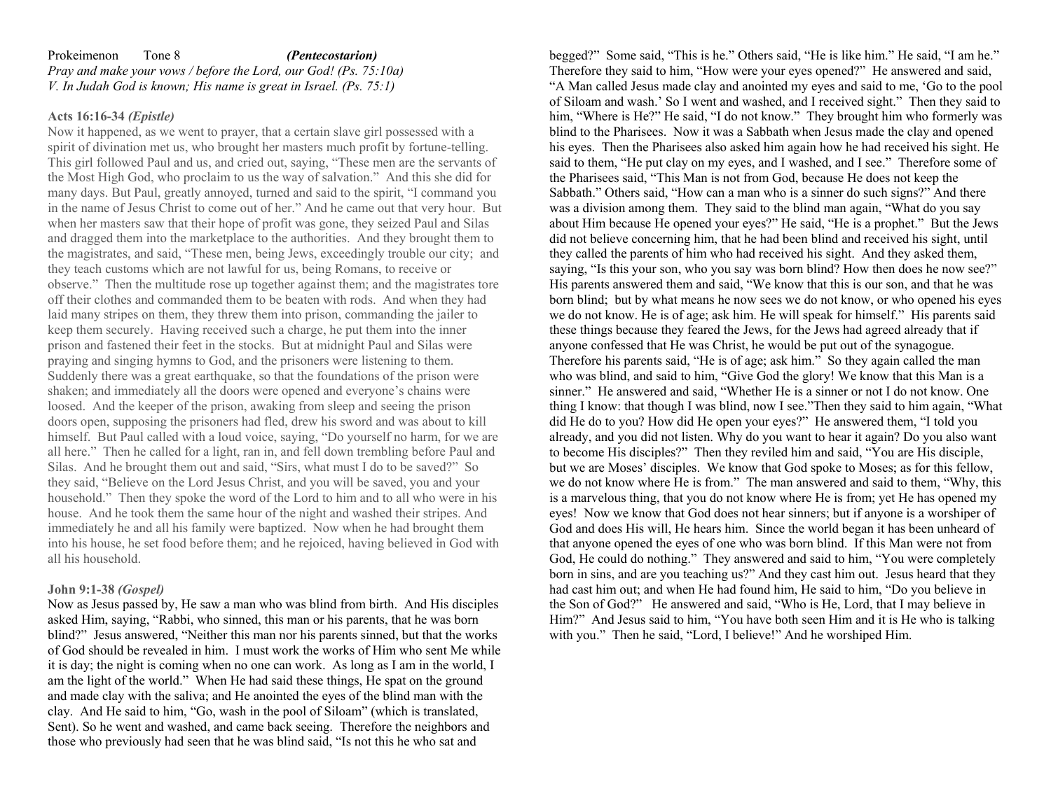Prokeimenon Tone 8 ***(Pentecostarion)***

*Pray and make your vows / before the Lord, our God! (Ps. 75:10a)*

*V. In Judah God is known; His name is great in Israel. (Ps. 75:1)*

**Acts 16:16-34** ***(Epistle)***

Now it happened, as we went to prayer, that a certain slave girl possessed with a spirit of divination met us, who brought her masters much profit by fortune-telling. This girl followed Paul and us, and cried out, saying, "These men are the servants of the Most High God, who proclaim to us the way of salvation." And this she did for many days. But Paul, greatly annoyed, turned and said to the spirit, "I command you in the name of Jesus Christ to come out of her." And he came out that very hour. But when her masters saw that their hope of profit was gone, they seized Paul and Silas and dragged them into the marketplace to the authorities. And they brought them to the magistrates, and said, "These men, being Jews, exceedingly trouble our city; and they teach customs which are not lawful for us, being Romans, to receive or observe." Then the multitude rose up together against them; and the magistrates tore off their clothes and commanded them to be beaten with rods. And when they had laid many stripes on them, they threw them into prison, commanding the jailer to keep them securely. Having received such a charge, he put them into the inner prison and fastened their feet in the stocks. But at midnight Paul and Silas were praying and singing hymns to God, and the prisoners were listening to them. Suddenly there was a great earthquake, so that the foundations of the prison were shaken; and immediately all the doors were opened and everyone's chains were loosed. And the keeper of the prison, awaking from sleep and seeing the prison doors open, supposing the prisoners had fled, drew his sword and was about to kill himself. But Paul called with a loud voice, saying, "Do yourself no harm, for we are all here." Then he called for a light, ran in, and fell down trembling before Paul and Silas. And he brought them out and said, "Sirs, what must I do to be saved?" So they said, "Believe on the Lord Jesus Christ, and you will be saved, you and your household." Then they spoke the word of the Lord to him and to all who were in his house. And he took them the same hour of the night and washed their stripes. And immediately he and all his family were baptized. Now when he had brought them into his house, he set food before them; and he rejoiced, having believed in God with all his household.

**John 9:1-38** ***(Gospel)***

Now as Jesus passed by, He saw a man who was blind from birth. And His disciples asked Him, saying, "Rabbi, who sinned, this man or his parents, that he was born blind?" Jesus answered, "Neither this man nor his parents sinned, but that the works of God should be revealed in him. I must work the works of Him who sent Me while it is day; the night is coming when no one can work. As long as I am in the world, I am the light of the world." When He had said these things, He spat on the ground and made clay with the saliva; and He anointed the eyes of the blind man with the clay. And He said to him, "Go, wash in the pool of Siloam" (which is translated, Sent). So he went and washed, and came back seeing. Therefore the neighbors and those who previously had seen that he was blind said, "Is not this he who sat and begged?" Some said, "This is he." Others said, "He is like him." He said, "I am he." Therefore they said to him, "How were your eyes opened?" He answered and said, "A Man called Jesus made clay and anointed my eyes and said to me, 'Go to the pool of Siloam and wash.' So I went and washed, and I received sight." Then they said to him, "Where is He?" He said, "I do not know." They brought him who formerly was blind to the Pharisees. Now it was a Sabbath when Jesus made the clay and opened his eyes. Then the Pharisees also asked him again how he had received his sight. He said to them, "He put clay on my eyes, and I washed, and I see." Therefore some of the Pharisees said, "This Man is not from God, because He does not keep the Sabbath." Others said, "How can a man who is a sinner do such signs?" And there was a division among them. They said to the blind man again, "What do you say about Him because He opened your eyes?" He said, "He is a prophet." But the Jews did not believe concerning him, that he had been blind and received his sight, until they called the parents of him who had received his sight. And they asked them, saying, "Is this your son, who you say was born blind? How then does he now see?" His parents answered them and said, "We know that this is our son, and that he was born blind; but by what means he now sees we do not know, or who opened his eyes we do not know. He is of age; ask him. He will speak for himself." His parents said these things because they feared the Jews, for the Jews had agreed already that if anyone confessed that He was Christ, he would be put out of the synagogue. Therefore his parents said, "He is of age; ask him." So they again called the man who was blind, and said to him, "Give God the glory! We know that this Man is a sinner." He answered and said, "Whether He is a sinner or not I do not know. One thing I know: that though I was blind, now I see."Then they said to him again, "What did He do to you? How did He open your eyes?" He answered them, "I told you already, and you did not listen. Why do you want to hear it again? Do you also want to become His disciples?" Then they reviled him and said, "You are His disciple, but we are Moses' disciples. We know that God spoke to Moses; as for this fellow, we do not know where He is from." The man answered and said to them, "Why, this is a marvelous thing, that you do not know where He is from; yet He has opened my eyes! Now we know that God does not hear sinners; but if anyone is a worshiper of God and does His will, He hears him. Since the world began it has been unheard of that anyone opened the eyes of one who was born blind. If this Man were not from God, He could do nothing." They answered and said to him, "You were completely born in sins, and are you teaching us?" And they cast him out. Jesus heard that they had cast him out; and when He had found him, He said to him, "Do you believe in the Son of God?" He answered and said, "Who is He, Lord, that I may believe in Him?" And Jesus said to him, "You have both seen Him and it is He who is talking with you." Then he said, "Lord, I believe!" And he worshiped Him.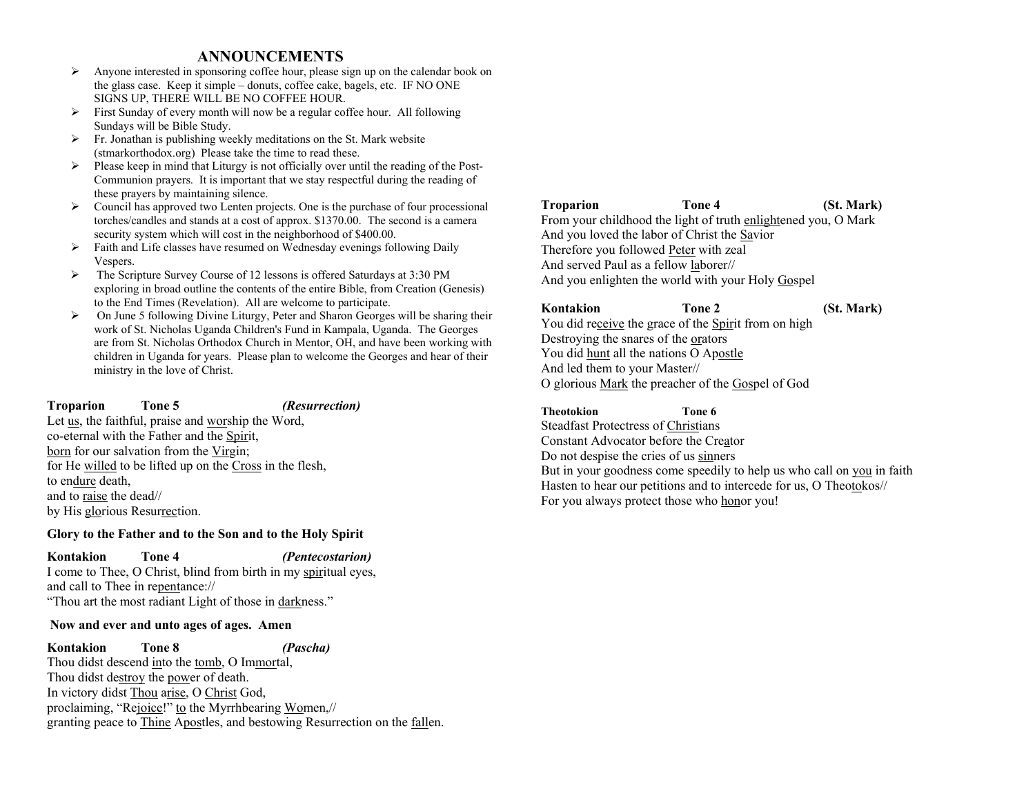## ANNOUNCEMENTS

- Anyone interested in sponsoring coffee hour, please sign up on the calendar book on the glass case. Keep it simple – donuts, coffee cake, bagels, etc. IF NO ONE SIGNS UP, THERE WILL BE NO COFFEE HOUR.
- First Sunday of every month will now be a regular coffee hour. All following Sundays will be Bible Study.
- Fr. Jonathan is publishing weekly meditations on the St. Mark website (stmarkorthodox.org) Please take the time to read these.
- Please keep in mind that Liturgy is not officially over until the reading of the Post-Communion prayers. It is important that we stay respectful during the reading of these prayers by maintaining silence.
- Council has approved two Lenten projects. One is the purchase of four processional torches/candles and stands at a cost of approx. $1370.00. The second is a camera security system which will cost in the neighborhood of $400.00.
- Faith and Life classes have resumed on Wednesday evenings following Daily Vespers.
- The Scripture Survey Course of 12 lessons is offered Saturdays at 3:30 PM exploring in broad outline the contents of the entire Bible, from Creation (Genesis) to the End Times (Revelation). All are welcome to participate.
- On June 5 following Divine Liturgy, Peter and Sharon Georges will be sharing their work of St. Nicholas Uganda Children's Fund in Kampala, Uganda. The Georges are from St. Nicholas Orthodox Church in Mentor, OH, and have been working with children in Uganda for years. Please plan to welcome the Georges and hear of their ministry in the love of Christ.

**Troparion Tone 5** ***(Resurrection)***

Let us, the faithful, praise and worship the Word,
co-eternal with the Father and the Spirit,
born for our salvation from the Virgin;
for He willed to be lifted up on the Cross in the flesh,
to endure death,
and to raise the dead//
by His glorious Resurrection.

**Glory to the Father and to the Son and to the Holy Spirit**

**Kontakion Tone 4** ***(Pentecostarion)***

I come to Thee, O Christ, blind from birth in my spiritual eyes,
and call to Thee in repentance://
"Thou art the most radiant Light of those in darkness."

**Now and ever and unto ages of ages. Amen**

**Kontakion Tone 8** ***(Pascha)***

Thou didst descend into the tomb, O Immortal,
Thou didst destroy the power of death.
In victory didst Thou arise, O Christ God,
proclaiming, "Rejoice!" to the Myrrhbearing Women,//
granting peace to Thine Apostles, and bestowing Resurrection on the fallen.

**Troparion Tone 4 (St. Mark)**

From your childhood the light of truth enlightened you, O Mark
And you loved the labor of Christ the Savior
Therefore you followed Peter with zeal
And served Paul as a fellow laborer//
And you enlighten the world with your Holy Gospel

**Kontakion Tone 2 (St. Mark)**

You did receive the grace of the Spirit from on high
Destroying the snares of the orators
You did hunt all the nations O Apostle
And led them to your Master//
O glorious Mark the preacher of the Gospel of God

**Theotokion Tone 6**

Steadfast Protectress of Christians
Constant Advocator before the Creator
Do not despise the cries of us sinners
But in your goodness come speedily to help us who call on you in faith
Hasten to hear our petitions and to intercede for us, O Theotokos//
For you always protect those who honor you!